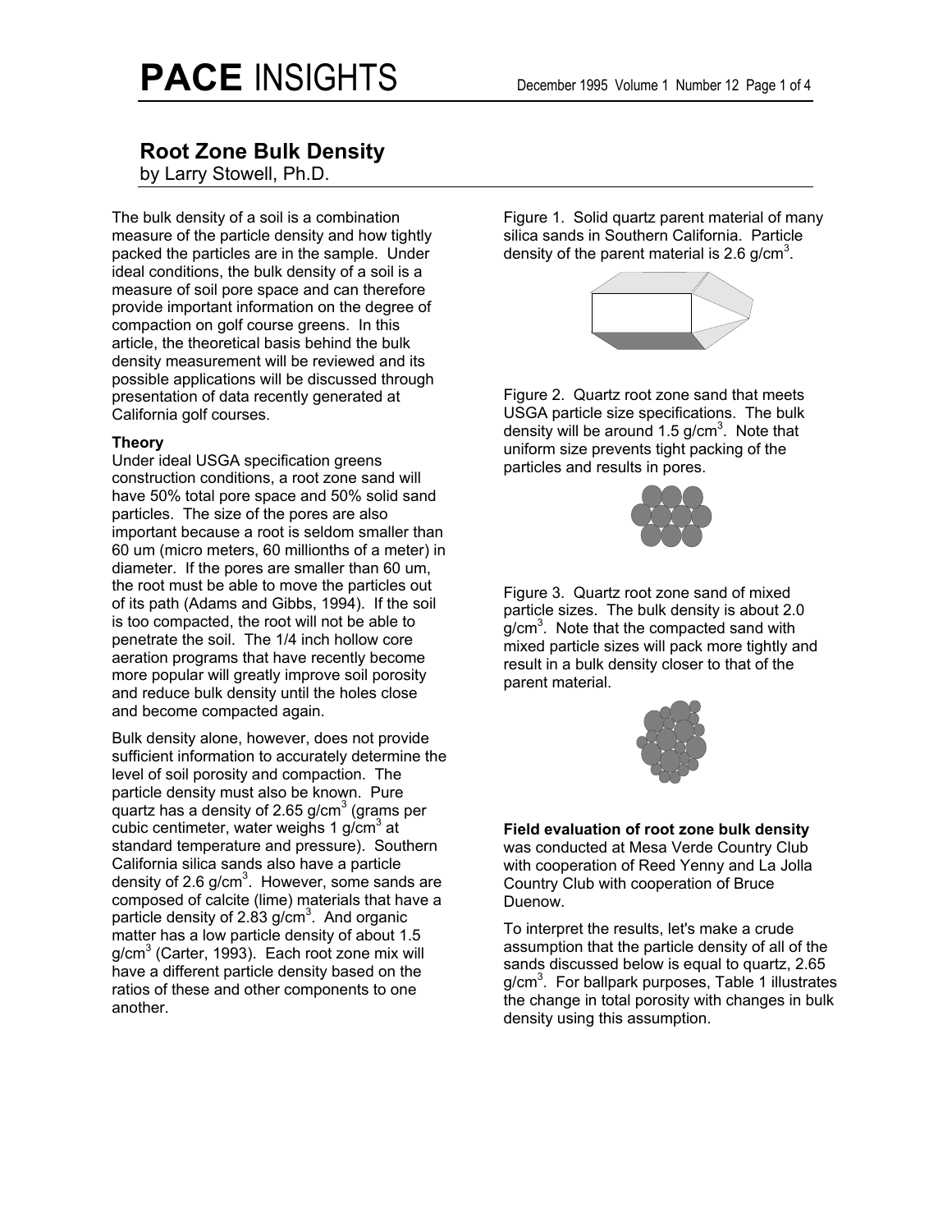# Root Zone Bulk Density

by Larry Stowell, Ph.D.

The bulk density of a soil is a combination measure of the particle density and how tightly packed the particles are in the sample. Under ideal conditions, the bulk density of a soil is a measure of soil pore space and can therefore provide important information on the degree of compaction on golf course greens. In this article, the theoretical basis behind the bulk density measurement will be reviewed and its possible applications will be discussed through presentation of data recently generated at California golf courses.

**Theory**

Under ideal USGA specification greens construction conditions, a root zone sand will have 50% total pore space and 50% solid sand particles. The size of the pores are also important because a root is seldom smaller than 60 um (micro meters, 60 millionths of a meter) in diameter. If the pores are smaller than 60 um, the root must be able to move the particles out of its path (Adams and Gibbs, 1994). If the soil is too compacted, the root will not be able to penetrate the soil. The 1/4 inch hollow core aeration programs that have recently become more popular will greatly improve soil porosity and reduce bulk density until the holes close and become compacted again.

Bulk density alone, however, does not provide sufficient information to accurately determine the level of soil porosity and compaction. The particle density must also be known. Pure quartz has a density of 2.65 $g/cm^3$ (grams per cubic centimeter, water weighs 1 $g/cm^3$ at standard temperature and pressure). Southern California silica sands also have a particle density of 2.6 $g/cm^3$. However, some sands are composed of calcite (lime) materials that have a particle density of 2.83 $g/cm^3$. And organic matter has a low particle density of about 1.5 $g/cm^3$ (Carter, 1993). Each root zone mix will have a different particle density based on the ratios of these and other components to one another.

Figure 1. Solid quartz parent material of many silica sands in Southern California. Particle density of the parent material is 2.6 $g/cm^3$.

Figure 2. Quartz root zone sand that meets USGA particle size specifications. The bulk density will be around 1.5 $g/cm^3$. Note that uniform size prevents tight packing of the particles and results in pores.

Figure 3. Quartz root zone sand of mixed particle sizes. The bulk density is about 2.0 $g/cm^3$. Note that the compacted sand with mixed particle sizes will pack more tightly and result in a bulk density closer to that of the parent material.

**Field evaluation of root zone bulk density** was conducted at Mesa Verde Country Club with cooperation of Reed Yenny and La Jolla Country Club with cooperation of Bruce Duenow.

To interpret the results, let's make a crude assumption that the particle density of all of the sands discussed below is equal to quartz, 2.65 $g/cm^3$. For ballpark purposes, Table 1 illustrates the change in total porosity with changes in bulk density using this assumption.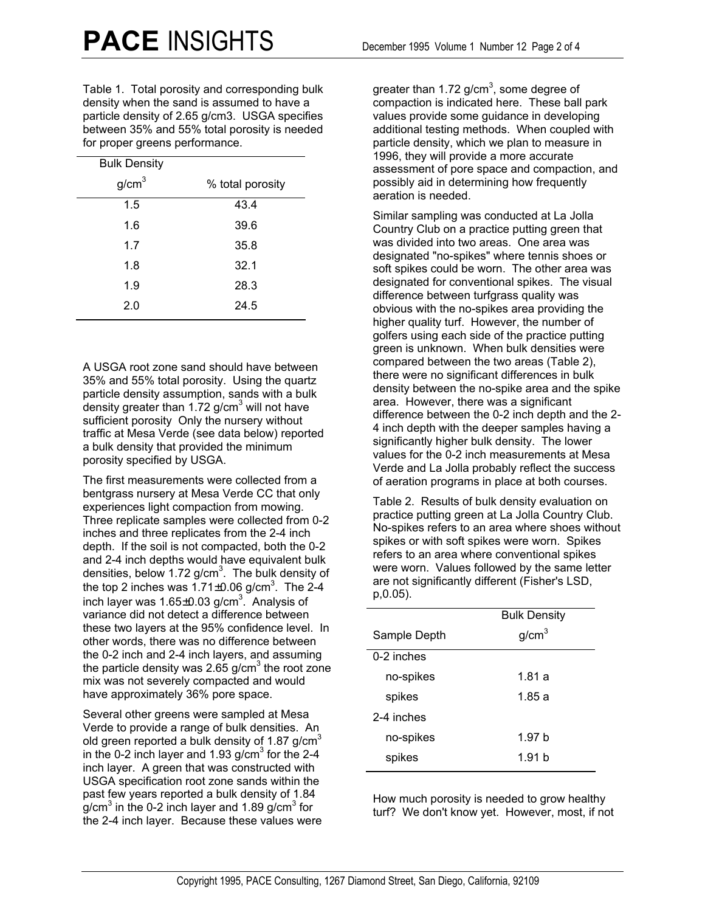Table 1. Total porosity and corresponding bulk density when the sand is assumed to have a particle density of 2.65 g/cm3. USGA specifies between 35% and 55% total porosity is needed for proper greens performance.

| Bulk Density $g/cm^3$ | % total porosity |
|---|---|
| 1.5 | 43.4 |
| 1.6 | 39.6 |
| 1.7 | 35.8 |
| 1.8 | 32.1 |
| 1.9 | 28.3 |
| 2.0 | 24.5 |

A USGA root zone sand should have between 35% and 55% total porosity. Using the quartz particle density assumption, sands with a bulk density greater than 1.72 $g/cm^3$ will not have sufficient porosity Only the nursery without traffic at Mesa Verde (see data below) reported a bulk density that provided the minimum porosity specified by USGA.

The first measurements were collected from a bentgrass nursery at Mesa Verde CC that only experiences light compaction from mowing. Three replicate samples were collected from 0-2 inches and three replicates from the 2-4 inch depth. If the soil is not compacted, both the 0-2 and 2-4 inch depths would have equivalent bulk densities, below 1.72 $g/cm^3$. The bulk density of the top 2 inches was 1.71±0.06 $g/cm^3$. The 2-4 inch layer was 1.65±0.03 $g/cm^3$. Analysis of variance did not detect a difference between these two layers at the 95% confidence level. In other words, there was no difference between the 0-2 inch and 2-4 inch layers, and assuming the particle density was 2.65 $g/cm^3$ the root zone mix was not severely compacted and would have approximately 36% pore space.

Several other greens were sampled at Mesa Verde to provide a range of bulk densities. An old green reported a bulk density of 1.87 $g/cm^3$ in the 0-2 inch layer and 1.93 $g/cm^3$ for the 2-4 inch layer. A green that was constructed with USGA specification root zone sands within the past few years reported a bulk density of 1.84 $g/cm^3$ in the 0-2 inch layer and 1.89 $g/cm^3$ for the 2-4 inch layer. Because these values were greater than 1.72 $g/cm^3$, some degree of compaction is indicated here. These ball park values provide some guidance in developing additional testing methods. When coupled with particle density, which we plan to measure in 1996, they will provide a more accurate assessment of pore space and compaction, and possibly aid in determining how frequently aeration is needed.

Similar sampling was conducted at La Jolla Country Club on a practice putting green that was divided into two areas. One area was designated "no-spikes" where tennis shoes or soft spikes could be worn. The other area was designated for conventional spikes. The visual difference between turfgrass quality was obvious with the no-spikes area providing the higher quality turf. However, the number of golfers using each side of the practice putting green is unknown. When bulk densities were compared between the two areas (Table 2), there were no significant differences in bulk density between the no-spike area and the spike area. However, there was a significant difference between the 0-2 inch depth and the 2-4 inch depth with the deeper samples having a significantly higher bulk density. The lower values for the 0-2 inch measurements at Mesa Verde and La Jolla probably reflect the success of aeration programs in place at both courses.

Table 2. Results of bulk density evaluation on practice putting green at La Jolla Country Club. No-spikes refers to an area where shoes without spikes or with soft spikes were worn. Spikes refers to an area where conventional spikes were worn. Values followed by the same letter are not significantly different (Fisher's LSD, p,0.05).

| Sample Depth | Bulk Density $g/cm^3$ |
|---|---|
| 0-2 inches | |
| no-spikes | 1.81 a |
| spikes | 1.85 a |
| 2-4 inches | |
| no-spikes | 1.97 b |
| spikes | 1.91 b |

How much porosity is needed to grow healthy turf? We don't know yet. However, most, if not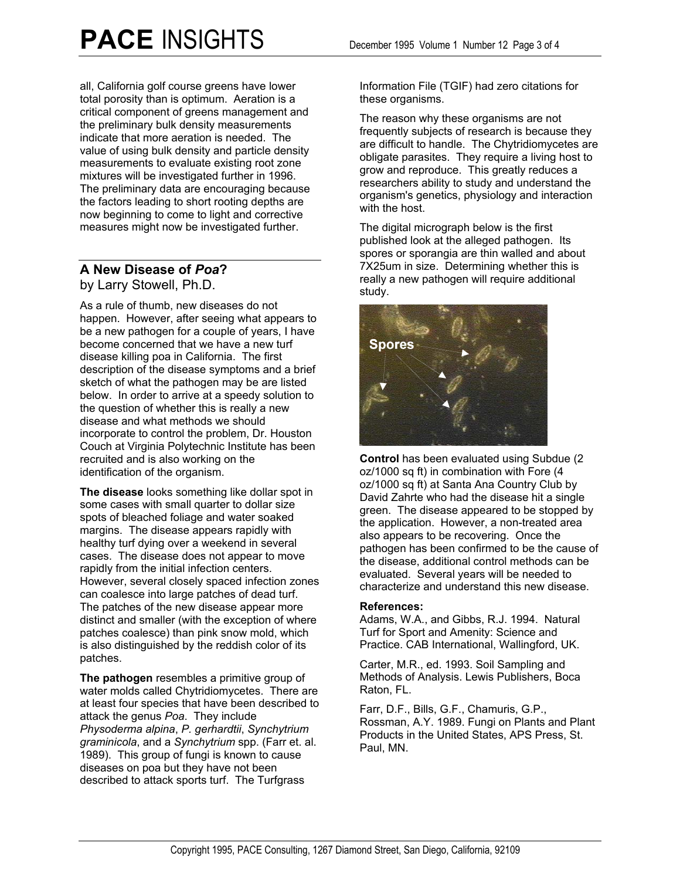all, California golf course greens have lower total porosity than is optimum. Aeration is a critical component of greens management and the preliminary bulk density measurements indicate that more aeration is needed. The value of using bulk density and particle density measurements to evaluate existing root zone mixtures will be investigated further in 1996. The preliminary data are encouraging because the factors leading to short rooting depths are now beginning to come to light and corrective measures might now be investigated further.

## A New Disease of *Poa*?

by Larry Stowell, Ph.D.

As a rule of thumb, new diseases do not happen. However, after seeing what appears to be a new pathogen for a couple of years, I have become concerned that we have a new turf disease killing poa in California. The first description of the disease symptoms and a brief sketch of what the pathogen may be are listed below. In order to arrive at a speedy solution to the question of whether this is really a new disease and what methods we should incorporate to control the problem, Dr. Houston Couch at Virginia Polytechnic Institute has been recruited and is also working on the identification of the organism.

**The disease** looks something like dollar spot in some cases with small quarter to dollar size spots of bleached foliage and water soaked margins. The disease appears rapidly with healthy turf dying over a weekend in several cases. The disease does not appear to move rapidly from the initial infection centers. However, several closely spaced infection zones can coalesce into large patches of dead turf. The patches of the new disease appear more distinct and smaller (with the exception of where patches coalesce) than pink snow mold, which is also distinguished by the reddish color of its patches.

**The pathogen** resembles a primitive group of water molds called Chytridiomycetes. There are at least four species that have been described to attack the genus *Poa*. They include *Physoderma alpina*, *P. gerhardtii*, *Synchytrium graminicola*, and a *Synchytrium* spp. (Farr et. al. 1989). This group of fungi is known to cause diseases on poa but they have not been described to attack sports turf. The Turfgrass Information File (TGIF) had zero citations for these organisms.

The reason why these organisms are not frequently subjects of research is because they are difficult to handle. The Chytridiomycetes are obligate parasites. They require a living host to grow and reproduce. This greatly reduces a researchers ability to study and understand the organism's genetics, physiology and interaction with the host.

The digital micrograph below is the first published look at the alleged pathogen. Its spores or sporangia are thin walled and about 7X25um in size. Determining whether this is really a new pathogen will require additional study.

**Control** has been evaluated using Subdue (2 oz/1000 sq ft) in combination with Fore (4 oz/1000 sq ft) at Santa Ana Country Club by David Zahrte who had the disease hit a single green. The disease appeared to be stopped by the application. However, a non-treated area also appears to be recovering. Once the pathogen has been confirmed to be the cause of the disease, additional control methods can be evaluated. Several years will be needed to characterize and understand this new disease.

**References:**

Adams, W.A., and Gibbs, R.J. 1994. Natural Turf for Sport and Amenity: Science and Practice. CAB International, Wallingford, UK.

Carter, M.R., ed. 1993. Soil Sampling and Methods of Analysis. Lewis Publishers, Boca Raton, FL.

Farr, D.F., Bills, G.F., Chamuris, G.P., Rossman, A.Y. 1989. Fungi on Plants and Plant Products in the United States, APS Press, St. Paul, MN.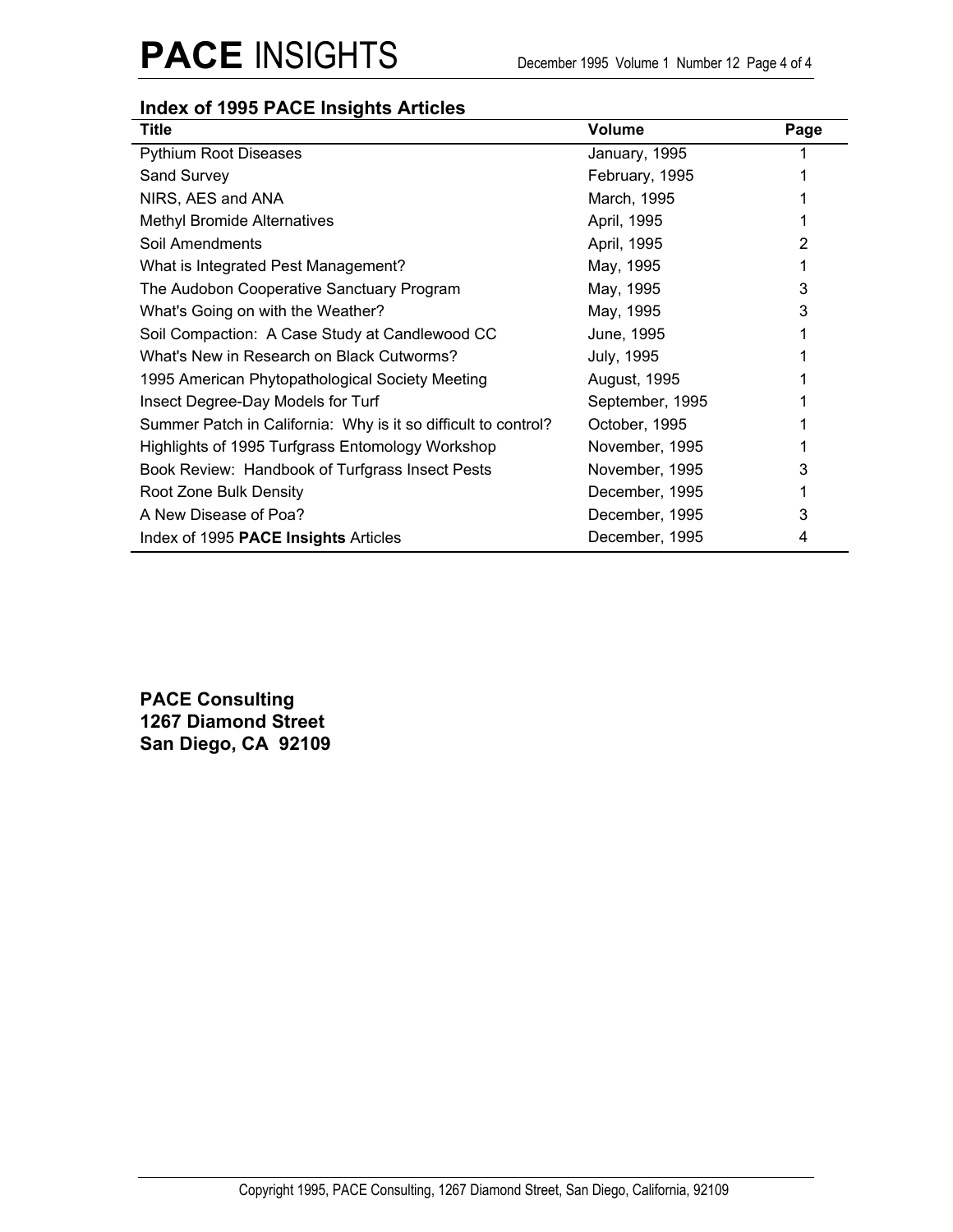## Index of 1995 PACE Insights Articles

| Title | Volume | Page |
|---|---|---|
| Pythium Root Diseases | January, 1995 | 1 |
| Sand Survey | February, 1995 | 1 |
| NIRS, AES and ANA | March, 1995 | 1 |
| Methyl Bromide Alternatives | April, 1995 | 1 |
| Soil Amendments | April, 1995 | 2 |
| What is Integrated Pest Management? | May, 1995 | 1 |
| The Audobon Cooperative Sanctuary Program | May, 1995 | 3 |
| What's Going on with the Weather? | May, 1995 | 3 |
| Soil Compaction: A Case Study at Candlewood CC | June, 1995 | 1 |
| What's New in Research on Black Cutworms? | July, 1995 | 1 |
| 1995 American Phytopathological Society Meeting | August, 1995 | 1 |
| Insect Degree-Day Models for Turf | September, 1995 | 1 |
| Summer Patch in California: Why is it so difficult to control? | October, 1995 | 1 |
| Highlights of 1995 Turfgrass Entomology Workshop | November, 1995 | 1 |
| Book Review: Handbook of Turfgrass Insect Pests | November, 1995 | 3 |
| Root Zone Bulk Density | December, 1995 | 1 |
| A New Disease of Poa? | December, 1995 | 3 |
| Index of 1995 **PACE Insights** Articles | December, 1995 | 4 |

**PACE Consulting**
**1267 Diamond Street**
**San Diego, CA 92109**

Copyright 1995, PACE Consulting, 1267 Diamond Street, San Diego, California, 92109